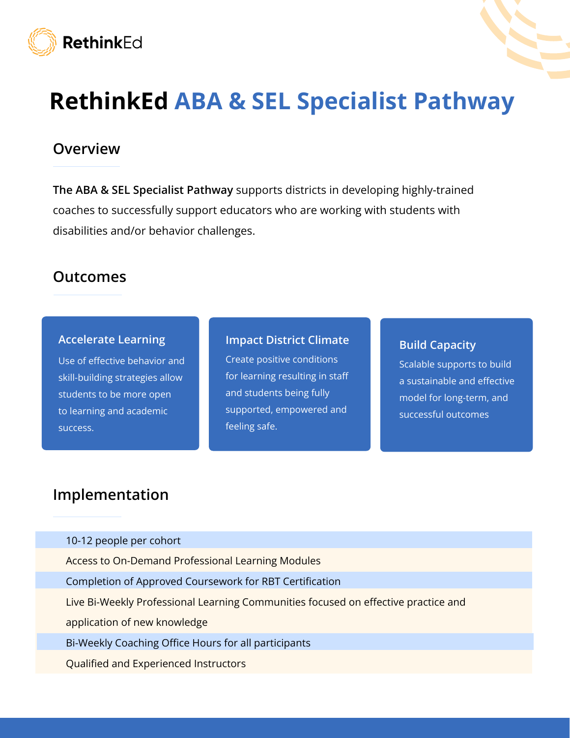RethinkEd

# RethinkEd ABA & SEL Specialist Pathway

## Overview

**The ABA & SEL Specialist Pathway** supports districts in developing highly-trained coaches to successfully support educators who are working with students with disabilities and/or behavior challenges.

## Outcomes

### Accelerate Learning

Use of effective behavior and skill-building strategies allow students to be more open to learning and academic success.

### Impact District Climate

Create positive conditions for learning resulting in staff and students being fully supported, empowered and feeling safe.

### Build Capacity

Scalable supports to build a sustainable and effective model for long-term, and successful outcomes

## Implementation

- 10-12 people per cohort
- Access to On-Demand Professional Learning Modules
- Completion of Approved Coursework for RBT Certification
- Live Bi-Weekly Professional Learning Communities focused on effective practice and application of new knowledge
- Bi-Weekly Coaching Office Hours for all participants
- Qualified and Experienced Instructors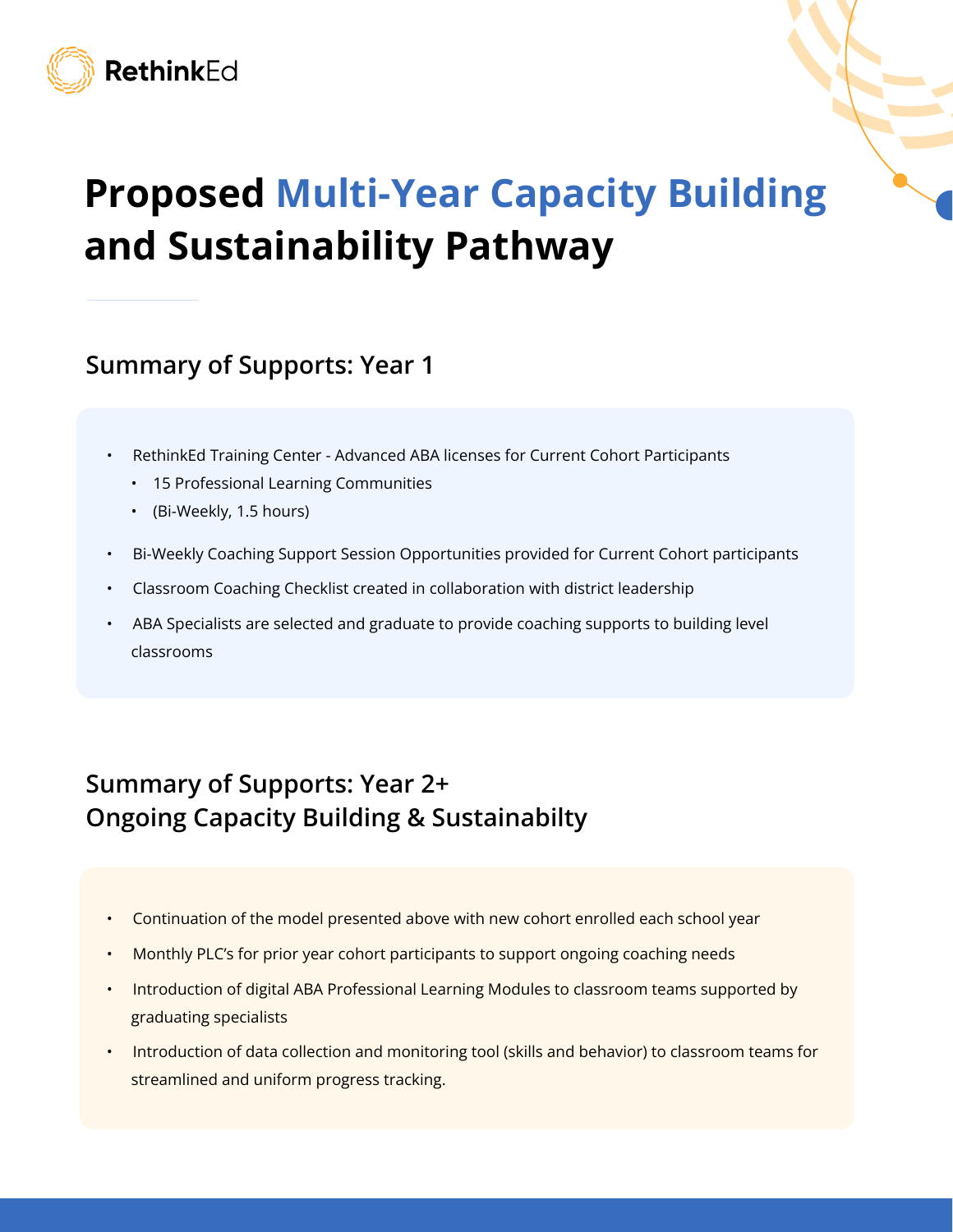# Proposed Multi-Year Capacity Building and Sustainability Pathway

## Summary of Supports: Year 1

- RethinkEd Training Center - Advanced ABA licenses for Current Cohort Participants
  - 15 Professional Learning Communities
  - (Bi-Weekly, 1.5 hours)
- Bi-Weekly Coaching Support Session Opportunities provided for Current Cohort participants
- Classroom Coaching Checklist created in collaboration with district leadership
- ABA Specialists are selected and graduate to provide coaching supports to building level classrooms

## Summary of Supports: Year 2+
## Ongoing Capacity Building & Sustainabilty

- Continuation of the model presented above with new cohort enrolled each school year
- Monthly PLC's for prior year cohort participants to support ongoing coaching needs
- Introduction of digital ABA Professional Learning Modules to classroom teams supported by graduating specialists
- Introduction of data collection and monitoring tool (skills and behavior) to classroom teams for streamlined and uniform progress tracking.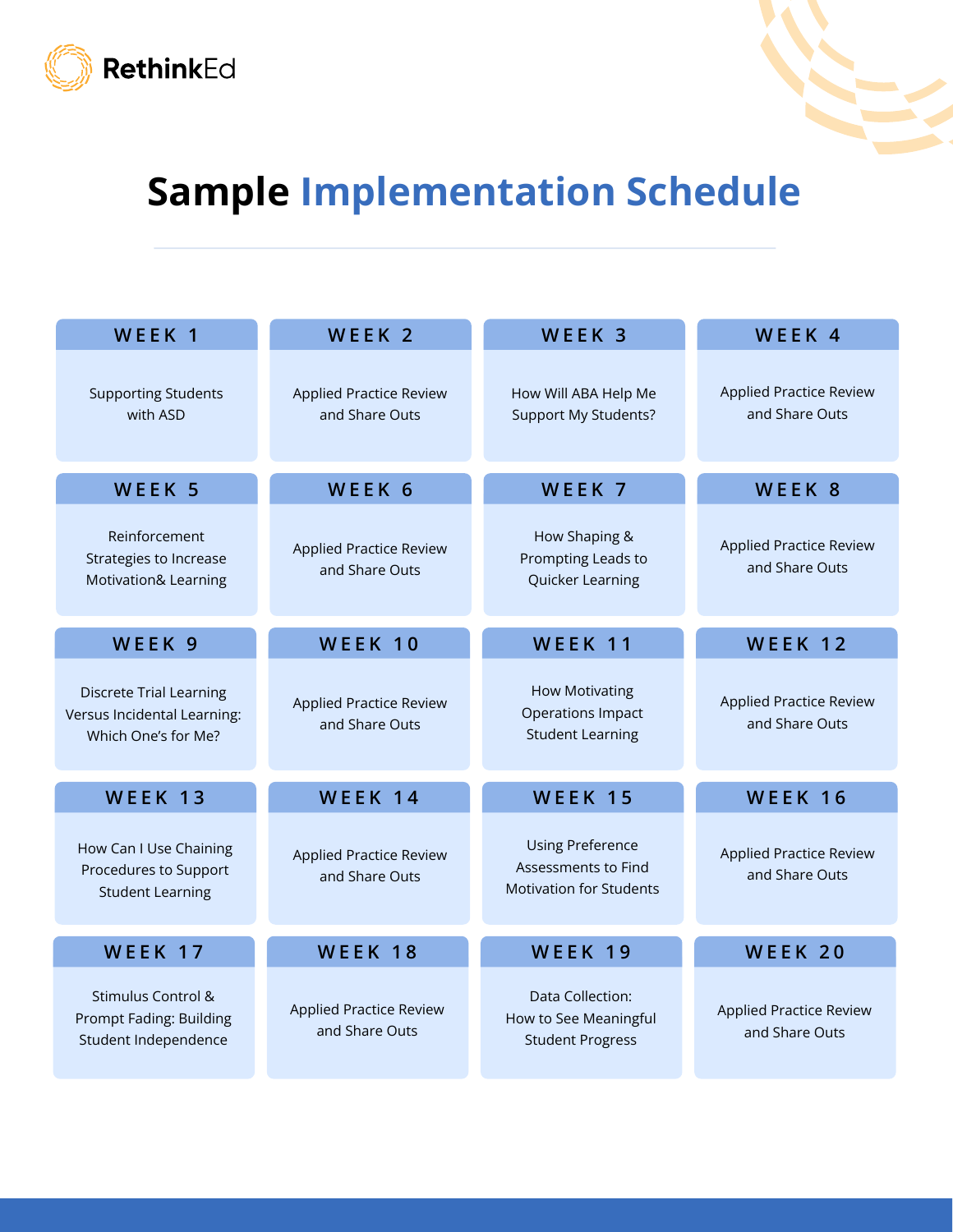# Sample Implementation Schedule

| WEEK 1 | WEEK 2 | WEEK 3 | WEEK 4 |
|---|---|---|---|
| Supporting Students with ASD | Applied Practice Review and Share Outs | How Will ABA Help Me Support My Students? | Applied Practice Review and Share Outs |
| **WEEK 5** | **WEEK 6** | **WEEK 7** | **WEEK 8** |
| Reinforcement Strategies to Increase Motivation& Learning | Applied Practice Review and Share Outs | How Shaping & Prompting Leads to Quicker Learning | Applied Practice Review and Share Outs |
| **WEEK 9** | **WEEK 10** | **WEEK 11** | **WEEK 12** |
| Discrete Trial Learning Versus Incidental Learning: Which One's for Me? | Applied Practice Review and Share Outs | How Motivating Operations Impact Student Learning | Applied Practice Review and Share Outs |
| **WEEK 13** | **WEEK 14** | **WEEK 15** | **WEEK 16** |
| How Can I Use Chaining Procedures to Support Student Learning | Applied Practice Review and Share Outs | Using Preference Assessments to Find Motivation for Students | Applied Practice Review and Share Outs |
| **WEEK 17** | **WEEK 18** | **WEEK 19** | **WEEK 20** |
| Stimulus Control & Prompt Fading: Building Student Independence | Applied Practice Review and Share Outs | Data Collection: How to See Meaningful Student Progress | Applied Practice Review and Share Outs |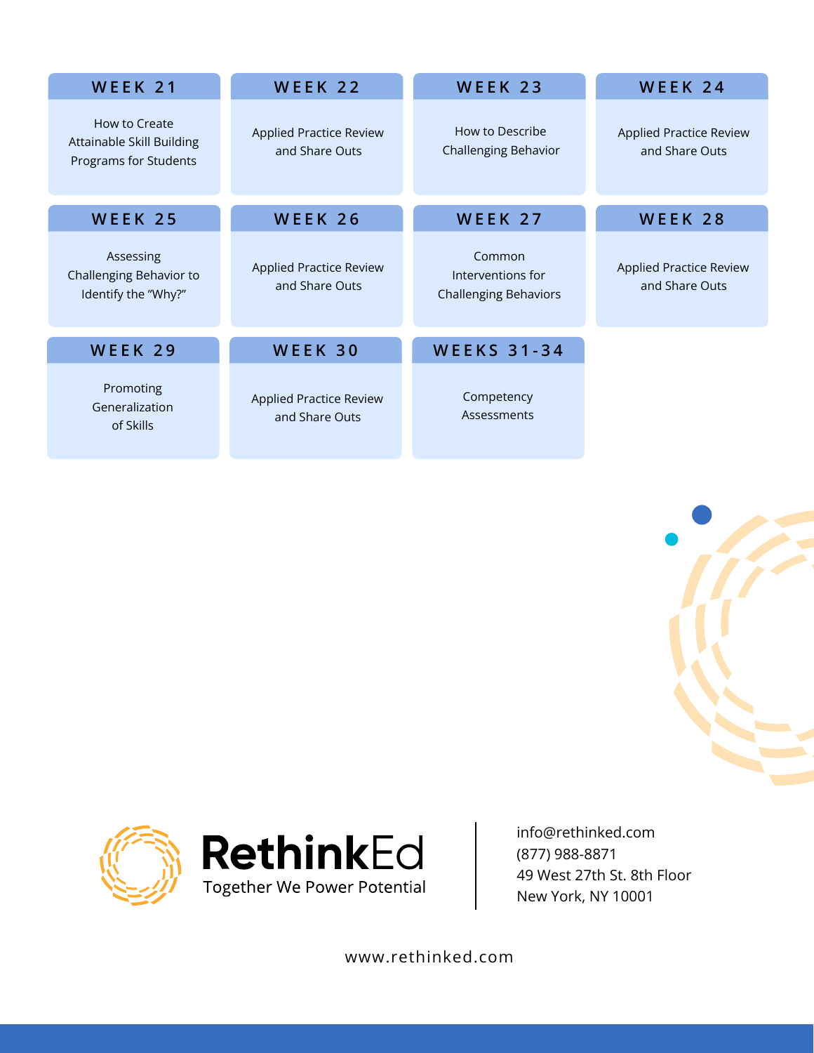## WEEK 21

How to Create Attainable Skill Building Programs for Students

## WEEK 22

Applied Practice Review and Share Outs

## WEEK 23

How to Describe Challenging Behavior

## WEEK 24

Applied Practice Review and Share Outs

## WEEK 25

Assessing Challenging Behavior to Identify the "Why?"

## WEEK 26

Applied Practice Review and Share Outs

## WEEK 27

Common Interventions for Challenging Behaviors

## WEEK 28

Applied Practice Review and Share Outs

## WEEK 29

Promoting Generalization of Skills

## WEEK 30

Applied Practice Review and Share Outs

## WEEKS 31-34

Competency Assessments

**RethinkEd**
Together We Power Potential

info@rethinked.com
(877) 988-8871
49 West 27th St. 8th Floor
New York, NY 10001

www.rethinked.com